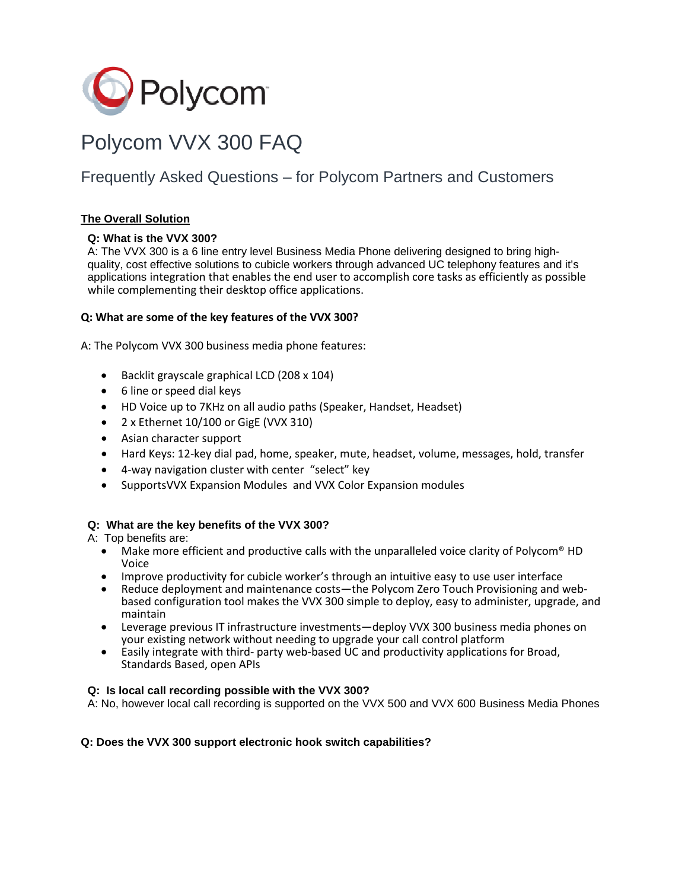Polycom

# Polycom VVX 300 FAQ

## Frequently Asked Questions – for Polycom Partners and Customers

**The Overall Solution**

**Q: What is the VVX 300?**

A: The VVX 300 is a 6 line entry level Business Media Phone delivering designed to bring high-quality, cost effective solutions to cubicle workers through advanced UC telephony features and it's applications integration that enables the end user to accomplish core tasks as efficiently as possible while complementing their desktop office applications.

**Q: What are some of the key features of the VVX 300?**

A: The Polycom VVX 300 business media phone features:

- Backlit grayscale graphical LCD (208 x 104)
- 6 line or speed dial keys
- HD Voice up to 7KHz on all audio paths (Speaker, Handset, Headset)
- 2 x Ethernet 10/100 or GigE (VVX 310)
- Asian character support
- Hard Keys: 12-key dial pad, home, speaker, mute, headset, volume, messages, hold, transfer
- 4-way navigation cluster with center "select" key
- SupportsVVX Expansion Modules and VVX Color Expansion modules

**Q: What are the key benefits of the VVX 300?**

A: Top benefits are:

- Make more efficient and productive calls with the unparalleled voice clarity of Polycom® HD Voice
- Improve productivity for cubicle worker's through an intuitive easy to use user interface
- Reduce deployment and maintenance costs—the Polycom Zero Touch Provisioning and web-based configuration tool makes the VVX 300 simple to deploy, easy to administer, upgrade, and maintain
- Leverage previous IT infrastructure investments—deploy VVX 300 business media phones on your existing network without needing to upgrade your call control platform
- Easily integrate with third- party web-based UC and productivity applications for Broad, Standards Based, open APIs

**Q: Is local call recording possible with the VVX 300?**

A: No, however local call recording is supported on the VVX 500 and VVX 600 Business Media Phones

**Q: Does the VVX 300 support electronic hook switch capabilities?**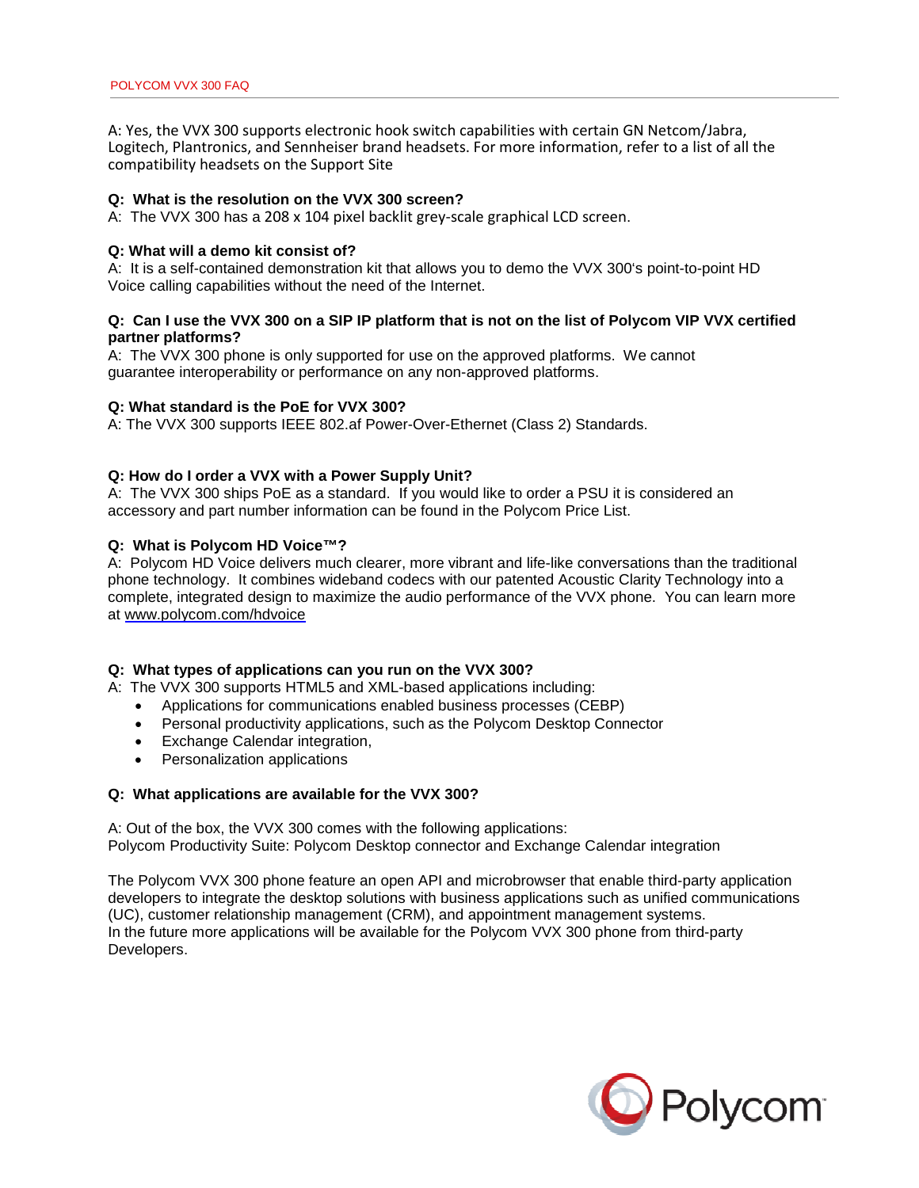A: Yes, the VVX 300 supports electronic hook switch capabilities with certain GN Netcom/Jabra, Logitech, Plantronics, and Sennheiser brand headsets. For more information, refer to a list of all the compatibility headsets on the Support Site

**Q: What is the resolution on the VVX 300 screen?**
A: The VVX 300 has a 208 x 104 pixel backlit grey-scale graphical LCD screen.

**Q: What will a demo kit consist of?**
A: It is a self-contained demonstration kit that allows you to demo the VVX 300's point-to-point HD Voice calling capabilities without the need of the Internet.

**Q: Can I use the VVX 300 on a SIP IP platform that is not on the list of Polycom VIP VVX certified partner platforms?**
A: The VVX 300 phone is only supported for use on the approved platforms. We cannot guarantee interoperability or performance on any non-approved platforms.

**Q: What standard is the PoE for VVX 300?**
A: The VVX 300 supports IEEE 802.af Power-Over-Ethernet (Class 2) Standards.

**Q: How do I order a VVX with a Power Supply Unit?**
A: The VVX 300 ships PoE as a standard. If you would like to order a PSU it is considered an accessory and part number information can be found in the Polycom Price List.

**Q: What is Polycom HD Voice™?**
A: Polycom HD Voice delivers much clearer, more vibrant and life-like conversations than the traditional phone technology. It combines wideband codecs with our patented Acoustic Clarity Technology into a complete, integrated design to maximize the audio performance of the VVX phone. You can learn more at www.polycom.com/hdvoice

**Q: What types of applications can you run on the VVX 300?**
A: The VVX 300 supports HTML5 and XML-based applications including:

- Applications for communications enabled business processes (CEBP)
- Personal productivity applications, such as the Polycom Desktop Connector
- Exchange Calendar integration,
- Personalization applications

**Q: What applications are available for the VVX 300?**

A: Out of the box, the VVX 300 comes with the following applications:
Polycom Productivity Suite: Polycom Desktop connector and Exchange Calendar integration

The Polycom VVX 300 phone feature an open API and microbrowser that enable third-party application developers to integrate the desktop solutions with business applications such as unified communications (UC), customer relationship management (CRM), and appointment management systems.
In the future more applications will be available for the Polycom VVX 300 phone from third-party Developers.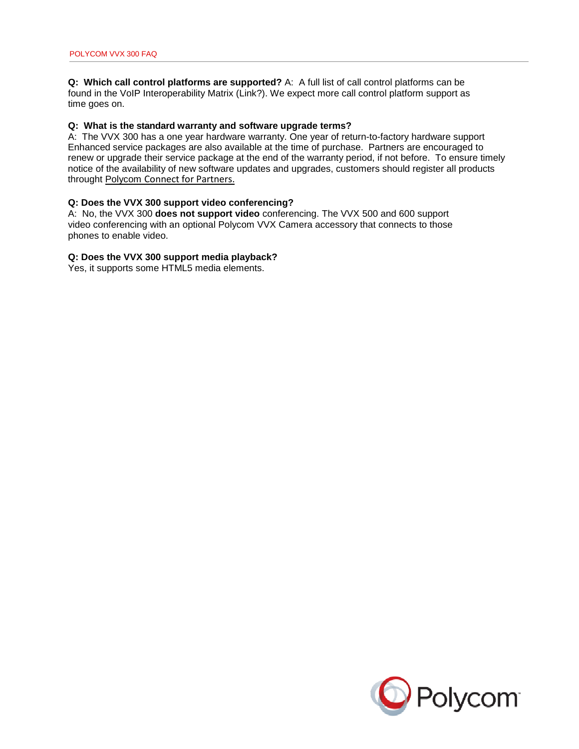**Q: Which call control platforms are supported?** A: A full list of call control platforms can be found in the VoIP Interoperability Matrix (Link?). We expect more call control platform support as time goes on.

**Q: What is the standard warranty and software upgrade terms?**
A: The VVX 300 has a one year hardware warranty. One year of return-to-factory hardware support Enhanced service packages are also available at the time of purchase. Partners are encouraged to renew or upgrade their service package at the end of the warranty period, if not before. To ensure timely notice of the availability of new software updates and upgrades, customers should register all products throught Polycom Connect for Partners.

**Q: Does the VVX 300 support video conferencing?**
A: No, the VVX 300 **does not support video** conferencing. The VVX 500 and 600 support video conferencing with an optional Polycom VVX Camera accessory that connects to those phones to enable video.

**Q: Does the VVX 300 support media playback?**
Yes, it supports some HTML5 media elements.